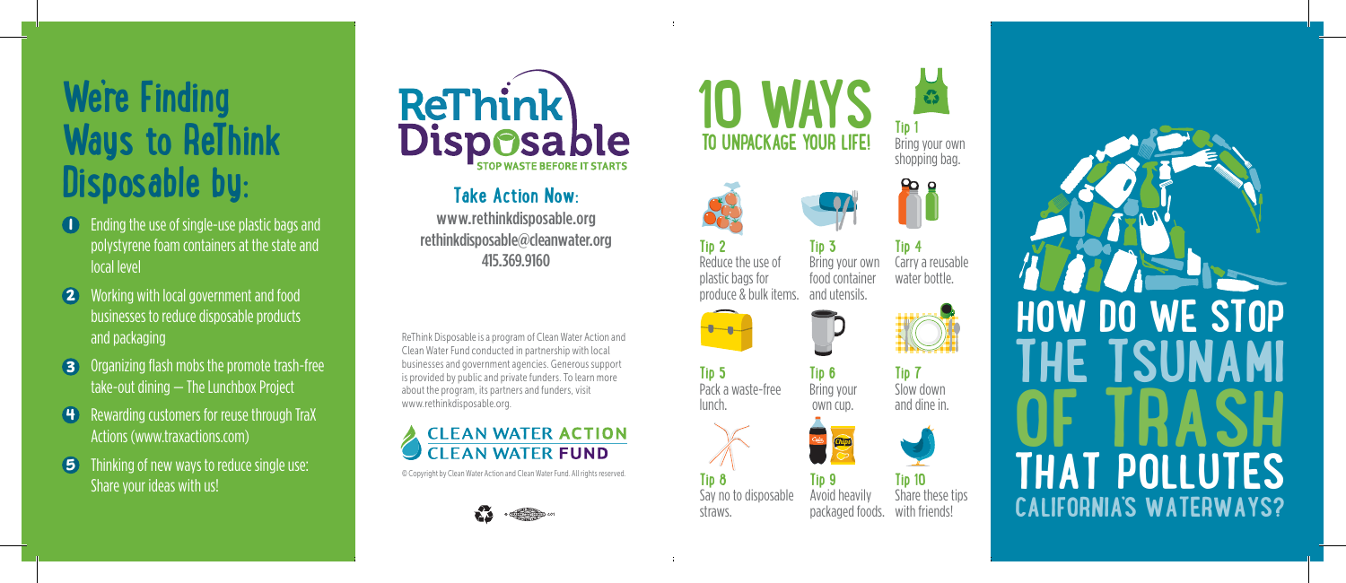# We're Finding Ways to ReThink Disposable by:

1. Ending the use of single-use plastic bags and polystyrene foam containers at the state and local level
2. Working with local government and food businesses to reduce disposable products and packaging
3. Organizing flash mobs the promote trash-free take-out dining — The Lunchbox Project
4. Rewarding customers for reuse through TraX Actions (www.traxactions.com)
5. Thinking of new ways to reduce single use: Share your ideas with us!

# ReThink Disposable

STOP WASTE BEFORE IT STARTS

## Take Action Now:

www.rethinkdisposable.org
rethinkdisposable@cleanwater.org
415.369.9160

ReThink Disposable is a program of Clean Water Action and Clean Water Fund conducted in partnership with local businesses and government agencies. Generous support is provided by public and private funders. To learn more about the program, its partners and funders, visit www.rethinkdisposable.org.

CLEAN WATER ACTION
CLEAN WATER FUND

© Copyright by Clean Water Action and Clean Water Fund. All rights reserved.

# 10 WAYS TO UNPACKAGE YOUR LIFE!

**Tip 1**
Bring your own shopping bag.

**Tip 2**
Reduce the use of plastic bags for produce & bulk items.

**Tip 3**
Bring your own food container and utensils.

**Tip 4**
Carry a reusable water bottle.

**Tip 5**
Pack a waste-free lunch.

**Tip 6**
Bring your own cup.

**Tip 7**
Slow down and dine in.

**Tip 8**
Say no to disposable straws.

**Tip 9**
Avoid heavily packaged foods.

**Tip 10**
Share these tips with friends!

# HOW DO WE STOP THE TSUNAMI OF TRASH THAT POLLUTES CALIFORNIA'S WATERWAYS?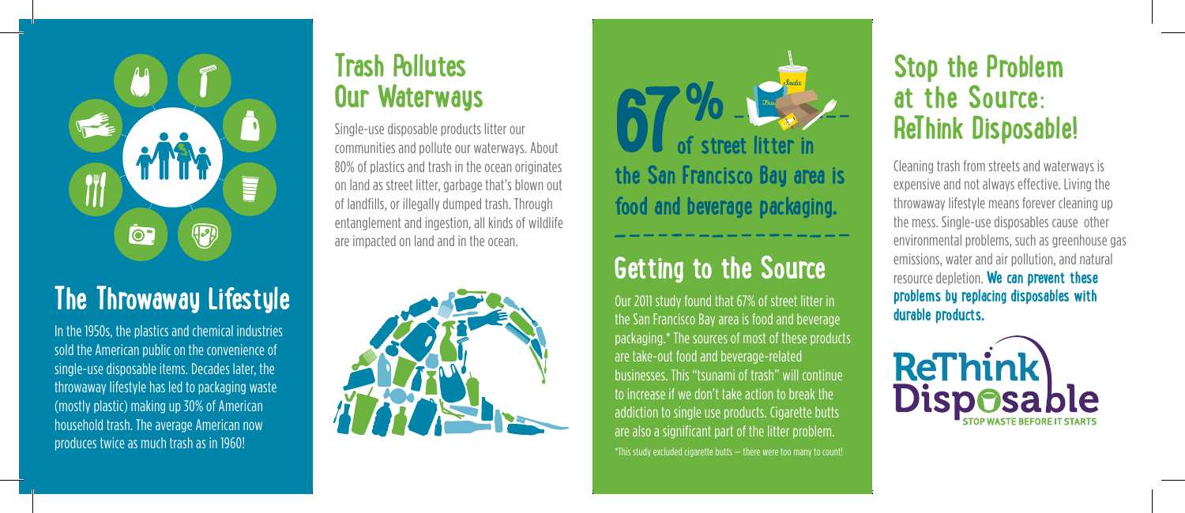## The Throwaway Lifestyle

In the 1950s, the plastics and chemical industries sold the American public on the convenience of single-use disposable items. Decades later, the throwaway lifestyle has led to packaging waste (mostly plastic) making up 30% of American household trash. The average American now produces twice as much trash as in 1960!

## Trash Pollutes Our Waterways

Single-use disposable products litter our communities and pollute our waterways. About 80% of plastics and trash in the ocean originates on land as street litter, garbage that's blown out of landfills, or illegally dumped trash. Through entanglement and ingestion, all kinds of wildlife are impacted on land and in the ocean.

**67% of street litter in the San Francisco Bay area is food and beverage packaging.**

## Getting to the Source

Our 2011 study found that 67% of street litter in the San Francisco Bay area is food and beverage packaging.* The sources of most of these products are take-out food and beverage-related businesses. This "tsunami of trash" will continue to increase if we don't take action to break the addiction to single use products. Cigarette butts are also a significant part of the litter problem.

*This study excluded cigarette butts — there were too many to count!

## Stop the Problem at the Source: ReThink Disposable!

Cleaning trash from streets and waterways is expensive and not always effective. Living the throwaway lifestyle means forever cleaning up the mess. Single-use disposables cause other environmental problems, such as greenhouse gas emissions, water and air pollution, and natural resource depletion. **We can prevent these problems by replacing disposables with durable products.**

ReThink Disposable

STOP WASTE BEFORE IT STARTS